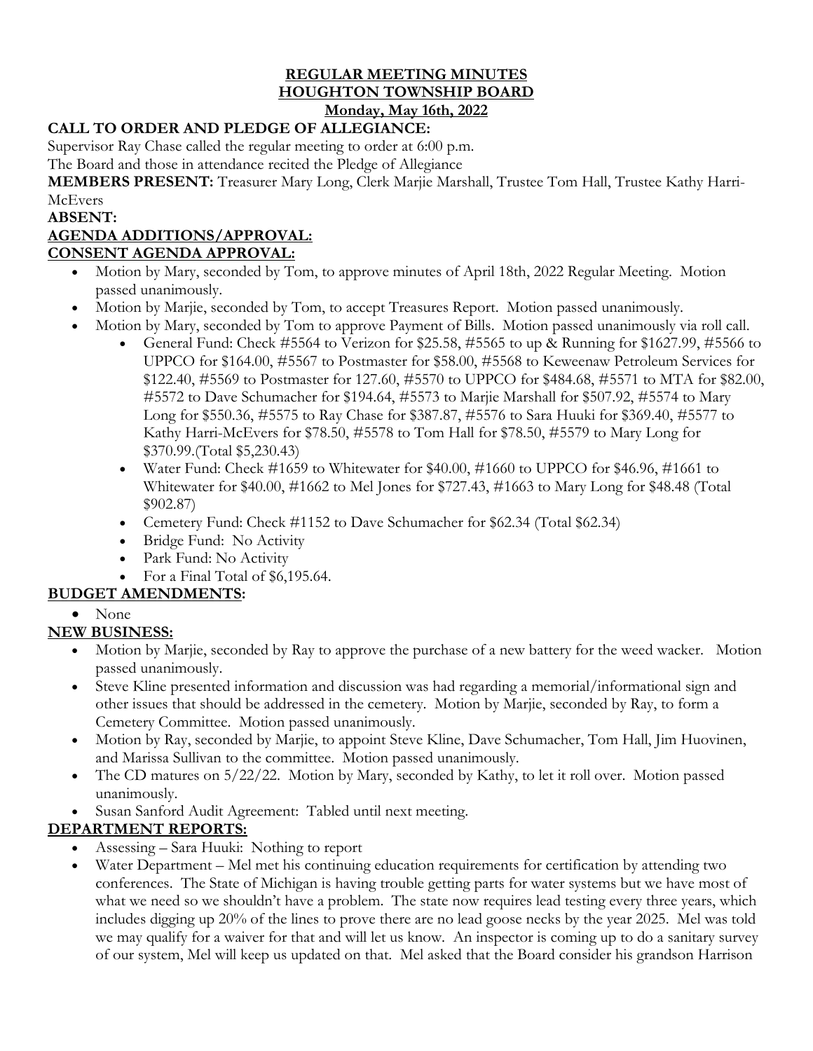# REGULAR MEETING MINUTES
# HOUGHTON TOWNSHIP BOARD
## Monday, May 16th, 2022

**CALL TO ORDER AND PLEDGE OF ALLEGIANCE:**

Supervisor Ray Chase called the regular meeting to order at 6:00 p.m.

The Board and those in attendance recited the Pledge of Allegiance

**MEMBERS PRESENT:** Treasurer Mary Long, Clerk Marjie Marshall, Trustee Tom Hall, Trustee Kathy Harri-McEvers

**ABSENT:**

**AGENDA ADDITIONS/APPROVAL:**

**CONSENT AGENDA APPROVAL:**

- Motion by Mary, seconded by Tom, to approve minutes of April 18th, 2022 Regular Meeting. Motion passed unanimously.
- Motion by Marjie, seconded by Tom, to accept Treasures Report. Motion passed unanimously.
- Motion by Mary, seconded by Tom to approve Payment of Bills. Motion passed unanimously via roll call.
  - General Fund: Check #5564 to Verizon for $25.58, #5565 to up & Running for $1627.99, #5566 to UPPCO for $164.00, #5567 to Postmaster for $58.00, #5568 to Keweenaw Petroleum Services for $122.40, #5569 to Postmaster for 127.60, #5570 to UPPCO for $484.68, #5571 to MTA for $82.00, #5572 to Dave Schumacher for $194.64, #5573 to Marjie Marshall for $507.92, #5574 to Mary Long for $550.36, #5575 to Ray Chase for $387.87, #5576 to Sara Huuki for $369.40, #5577 to Kathy Harri-McEvers for $78.50, #5578 to Tom Hall for $78.50, #5579 to Mary Long for $370.99.(Total $5,230.43)
  - Water Fund: Check #1659 to Whitewater for $40.00, #1660 to UPPCO for $46.96, #1661 to Whitewater for $40.00, #1662 to Mel Jones for $727.43, #1663 to Mary Long for $48.48 (Total $902.87)
  - Cemetery Fund: Check #1152 to Dave Schumacher for $62.34 (Total $62.34)
  - Bridge Fund: No Activity
  - Park Fund: No Activity
  - For a Final Total of $6,195.64.

**BUDGET AMENDMENTS:**

- None

**NEW BUSINESS:**

- Motion by Marjie, seconded by Ray to approve the purchase of a new battery for the weed wacker. Motion passed unanimously.
- Steve Kline presented information and discussion was had regarding a memorial/informational sign and other issues that should be addressed in the cemetery. Motion by Marjie, seconded by Ray, to form a Cemetery Committee. Motion passed unanimously.
- Motion by Ray, seconded by Marjie, to appoint Steve Kline, Dave Schumacher, Tom Hall, Jim Huovinen, and Marissa Sullivan to the committee. Motion passed unanimously.
- The CD matures on 5/22/22. Motion by Mary, seconded by Kathy, to let it roll over. Motion passed unanimously.
- Susan Sanford Audit Agreement: Tabled until next meeting.

**DEPARTMENT REPORTS:**

- Assessing – Sara Huuki: Nothing to report
- Water Department – Mel met his continuing education requirements for certification by attending two conferences. The State of Michigan is having trouble getting parts for water systems but we have most of what we need so we shouldn't have a problem. The state now requires lead testing every three years, which includes digging up 20% of the lines to prove there are no lead goose necks by the year 2025. Mel was told we may qualify for a waiver for that and will let us know. An inspector is coming up to do a sanitary survey of our system, Mel will keep us updated on that. Mel asked that the Board consider his grandson Harrison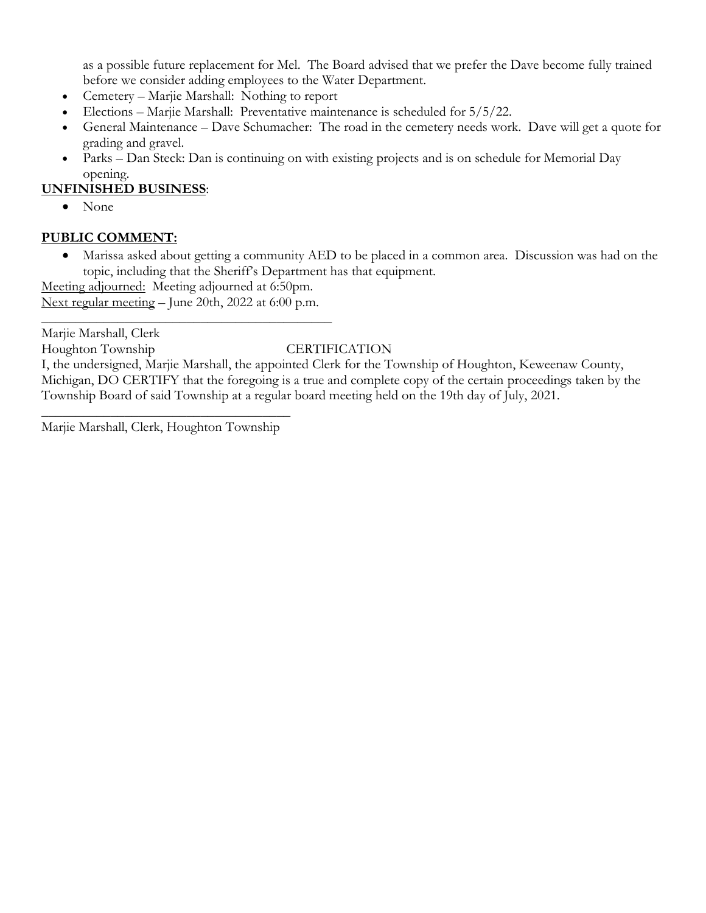as a possible future replacement for Mel. The Board advised that we prefer the Dave become fully trained before we consider adding employees to the Water Department.

- Cemetery – Marjie Marshall: Nothing to report
- Elections – Marjie Marshall: Preventative maintenance is scheduled for 5/5/22.
- General Maintenance – Dave Schumacher: The road in the cemetery needs work. Dave will get a quote for grading and gravel.
- Parks – Dan Steck: Dan is continuing on with existing projects and is on schedule for Memorial Day opening.

**UNFINISHED BUSINESS**:

- None

**PUBLIC COMMENT:**

- Marissa asked about getting a community AED to be placed in a common area. Discussion was had on the topic, including that the Sheriff's Department has that equipment.

Meeting adjourned: Meeting adjourned at 6:50pm.

Next regular meeting – June 20th, 2022 at 6:00 p.m.

\_\_\_\_\_\_\_\_\_\_\_\_\_\_\_\_\_\_\_\_\_\_\_\_\_\_\_\_\_\_\_\_\_\_\_\_\_\_\_\_\_\_\_\_

Marjie Marshall, Clerk

Houghton Township

CERTIFICATION

I, the undersigned, Marjie Marshall, the appointed Clerk for the Township of Houghton, Keweenaw County, Michigan, DO CERTIFY that the foregoing is a true and complete copy of the certain proceedings taken by the Township Board of said Township at a regular board meeting held on the 19th day of July, 2021.

\_\_\_\_\_\_\_\_\_\_\_\_\_\_\_\_\_\_\_\_\_\_\_\_\_\_\_\_\_\_\_\_\_\_\_\_\_\_

Marjie Marshall, Clerk, Houghton Township